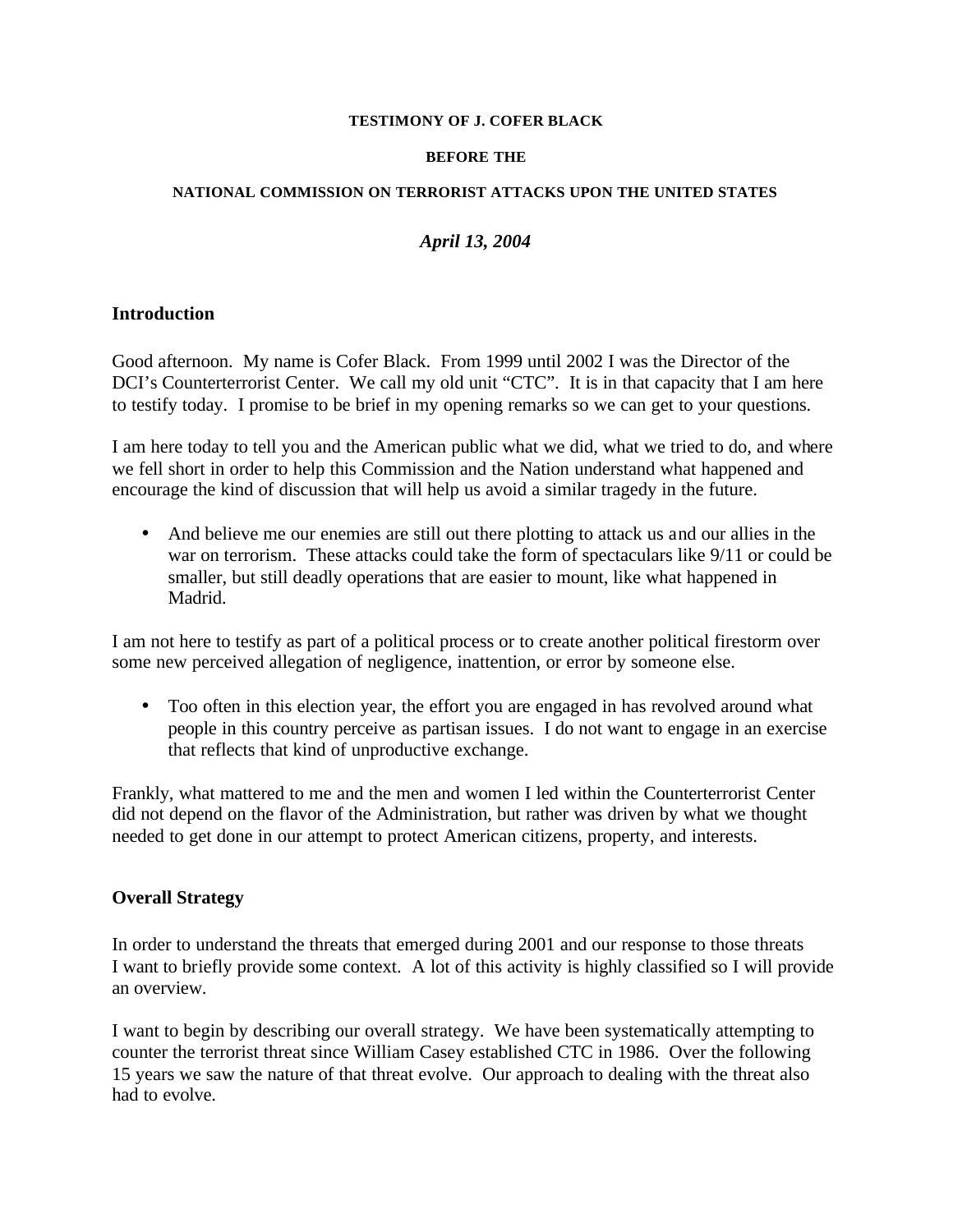**TESTIMONY OF J. COFER BLACK**

**BEFORE THE**

**NATIONAL COMMISSION ON TERRORIST ATTACKS UPON THE UNITED STATES**

***April 13, 2004***

## Introduction

Good afternoon. My name is Cofer Black. From 1999 until 2002 I was the Director of the DCI's Counterterrorist Center. We call my old unit "CTC". It is in that capacity that I am here to testify today. I promise to be brief in my opening remarks so we can get to your questions.

I am here today to tell you and the American public what we did, what we tried to do, and where we fell short in order to help this Commission and the Nation understand what happened and encourage the kind of discussion that will help us avoid a similar tragedy in the future.

- And believe me our enemies are still out there plotting to attack us and our allies in the war on terrorism. These attacks could take the form of spectaculars like 9/11 or could be smaller, but still deadly operations that are easier to mount, like what happened in Madrid.

I am not here to testify as part of a political process or to create another political firestorm over some new perceived allegation of negligence, inattention, or error by someone else.

- Too often in this election year, the effort you are engaged in has revolved around what people in this country perceive as partisan issues. I do not want to engage in an exercise that reflects that kind of unproductive exchange.

Frankly, what mattered to me and the men and women I led within the Counterterrorist Center did not depend on the flavor of the Administration, but rather was driven by what we thought needed to get done in our attempt to protect American citizens, property, and interests.

## Overall Strategy

In order to understand the threats that emerged during 2001 and our response to those threats I want to briefly provide some context. A lot of this activity is highly classified so I will provide an overview.

I want to begin by describing our overall strategy. We have been systematically attempting to counter the terrorist threat since William Casey established CTC in 1986. Over the following 15 years we saw the nature of that threat evolve. Our approach to dealing with the threat also had to evolve.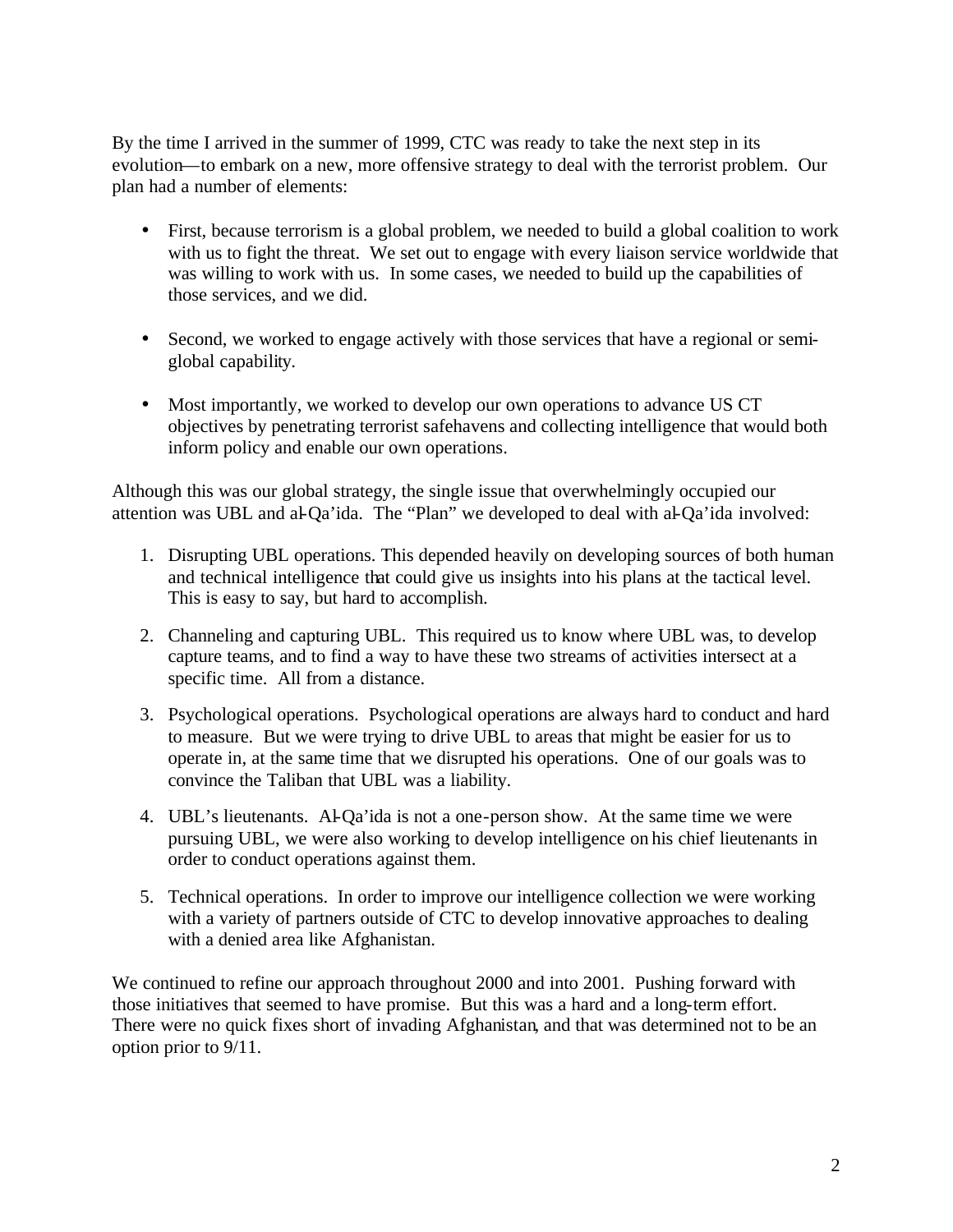By the time I arrived in the summer of 1999, CTC was ready to take the next step in its evolution—to embark on a new, more offensive strategy to deal with the terrorist problem. Our plan had a number of elements:

- First, because terrorism is a global problem, we needed to build a global coalition to work with us to fight the threat. We set out to engage with every liaison service worldwide that was willing to work with us. In some cases, we needed to build up the capabilities of those services, and we did.
- Second, we worked to engage actively with those services that have a regional or semi-global capability.
- Most importantly, we worked to develop our own operations to advance US CT objectives by penetrating terrorist safehavens and collecting intelligence that would both inform policy and enable our own operations.

Although this was our global strategy, the single issue that overwhelmingly occupied our attention was UBL and al-Qa'ida. The "Plan" we developed to deal with al-Qa'ida involved:

1. Disrupting UBL operations. This depended heavily on developing sources of both human and technical intelligence that could give us insights into his plans at the tactical level. This is easy to say, but hard to accomplish.
2. Channeling and capturing UBL. This required us to know where UBL was, to develop capture teams, and to find a way to have these two streams of activities intersect at a specific time. All from a distance.
3. Psychological operations. Psychological operations are always hard to conduct and hard to measure. But we were trying to drive UBL to areas that might be easier for us to operate in, at the same time that we disrupted his operations. One of our goals was to convince the Taliban that UBL was a liability.
4. UBL's lieutenants. Al-Qa'ida is not a one-person show. At the same time we were pursuing UBL, we were also working to develop intelligence on his chief lieutenants in order to conduct operations against them.
5. Technical operations. In order to improve our intelligence collection we were working with a variety of partners outside of CTC to develop innovative approaches to dealing with a denied area like Afghanistan.

We continued to refine our approach throughout 2000 and into 2001. Pushing forward with those initiatives that seemed to have promise. But this was a hard and a long-term effort. There were no quick fixes short of invading Afghanistan, and that was determined not to be an option prior to 9/11.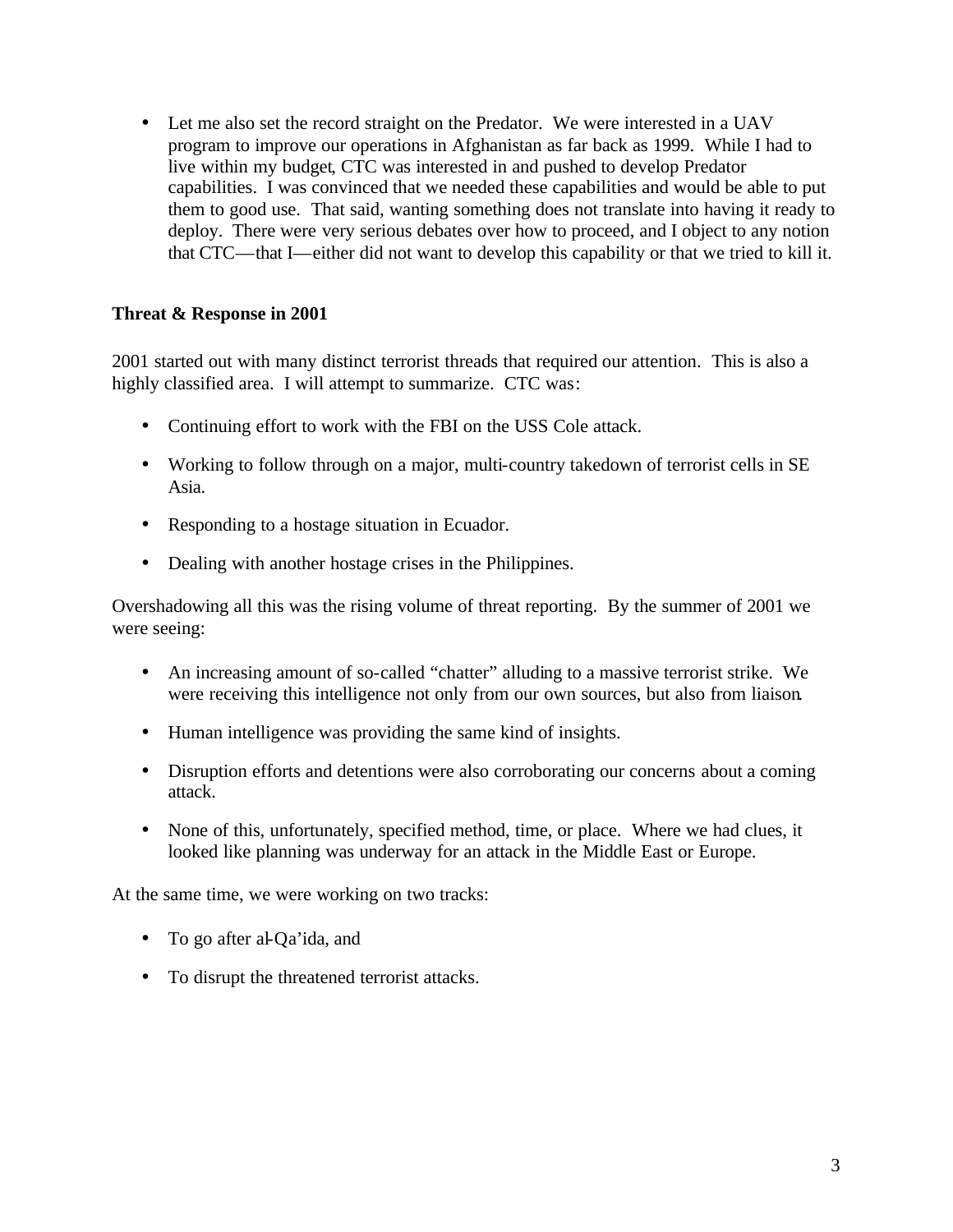- Let me also set the record straight on the Predator. We were interested in a UAV program to improve our operations in Afghanistan as far back as 1999. While I had to live within my budget, CTC was interested in and pushed to develop Predator capabilities. I was convinced that we needed these capabilities and would be able to put them to good use. That said, wanting something does not translate into having it ready to deploy. There were very serious debates over how to proceed, and I object to any notion that CTC—that I—either did not want to develop this capability or that we tried to kill it.

**Threat & Response in 2001**

2001 started out with many distinct terrorist threads that required our attention. This is also a highly classified area. I will attempt to summarize. CTC was:

- Continuing effort to work with the FBI on the USS Cole attack.
- Working to follow through on a major, multi-country takedown of terrorist cells in SE Asia.
- Responding to a hostage situation in Ecuador.
- Dealing with another hostage crises in the Philippines.

Overshadowing all this was the rising volume of threat reporting. By the summer of 2001 we were seeing:

- An increasing amount of so-called "chatter" alluding to a massive terrorist strike. We were receiving this intelligence not only from our own sources, but also from liaison.
- Human intelligence was providing the same kind of insights.
- Disruption efforts and detentions were also corroborating our concerns about a coming attack.
- None of this, unfortunately, specified method, time, or place. Where we had clues, it looked like planning was underway for an attack in the Middle East or Europe.

At the same time, we were working on two tracks:

- To go after al-Qa'ida, and
- To disrupt the threatened terrorist attacks.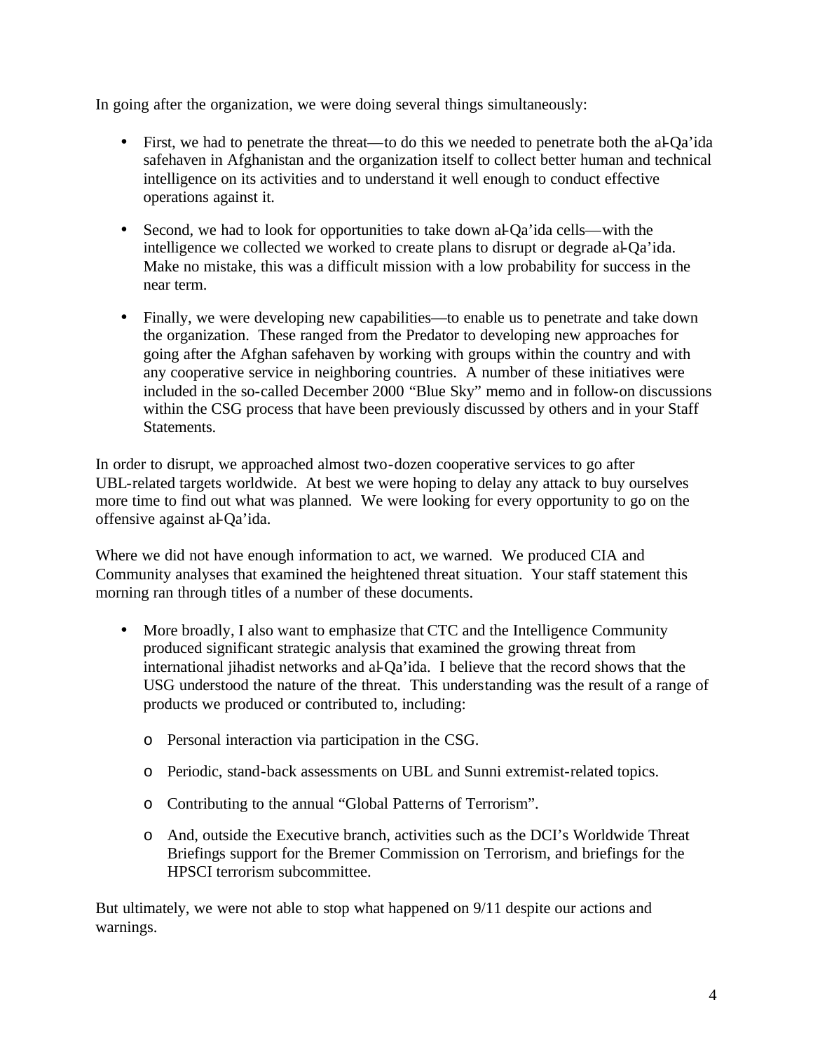In going after the organization, we were doing several things simultaneously:

- First, we had to penetrate the threat—to do this we needed to penetrate both the al-Qa'ida safehaven in Afghanistan and the organization itself to collect better human and technical intelligence on its activities and to understand it well enough to conduct effective operations against it.

- Second, we had to look for opportunities to take down al-Qa'ida cells—with the intelligence we collected we worked to create plans to disrupt or degrade al-Qa'ida. Make no mistake, this was a difficult mission with a low probability for success in the near term.

- Finally, we were developing new capabilities—to enable us to penetrate and take down the organization. These ranged from the Predator to developing new approaches for going after the Afghan safehaven by working with groups within the country and with any cooperative service in neighboring countries. A number of these initiatives were included in the so-called December 2000 "Blue Sky" memo and in follow-on discussions within the CSG process that have been previously discussed by others and in your Staff Statements.

In order to disrupt, we approached almost two-dozen cooperative services to go after UBL-related targets worldwide. At best we were hoping to delay any attack to buy ourselves more time to find out what was planned. We were looking for every opportunity to go on the offensive against al-Qa'ida.

Where we did not have enough information to act, we warned. We produced CIA and Community analyses that examined the heightened threat situation. Your staff statement this morning ran through titles of a number of these documents.

- More broadly, I also want to emphasize that CTC and the Intelligence Community produced significant strategic analysis that examined the growing threat from international jihadist networks and al-Qa'ida. I believe that the record shows that the USG understood the nature of the threat. This understanding was the result of a range of products we produced or contributed to, including:
  - Personal interaction via participation in the CSG.
  - Periodic, stand-back assessments on UBL and Sunni extremist-related topics.
  - Contributing to the annual "Global Patterns of Terrorism".
  - And, outside the Executive branch, activities such as the DCI's Worldwide Threat Briefings support for the Bremer Commission on Terrorism, and briefings for the HPSCI terrorism subcommittee.

But ultimately, we were not able to stop what happened on 9/11 despite our actions and warnings.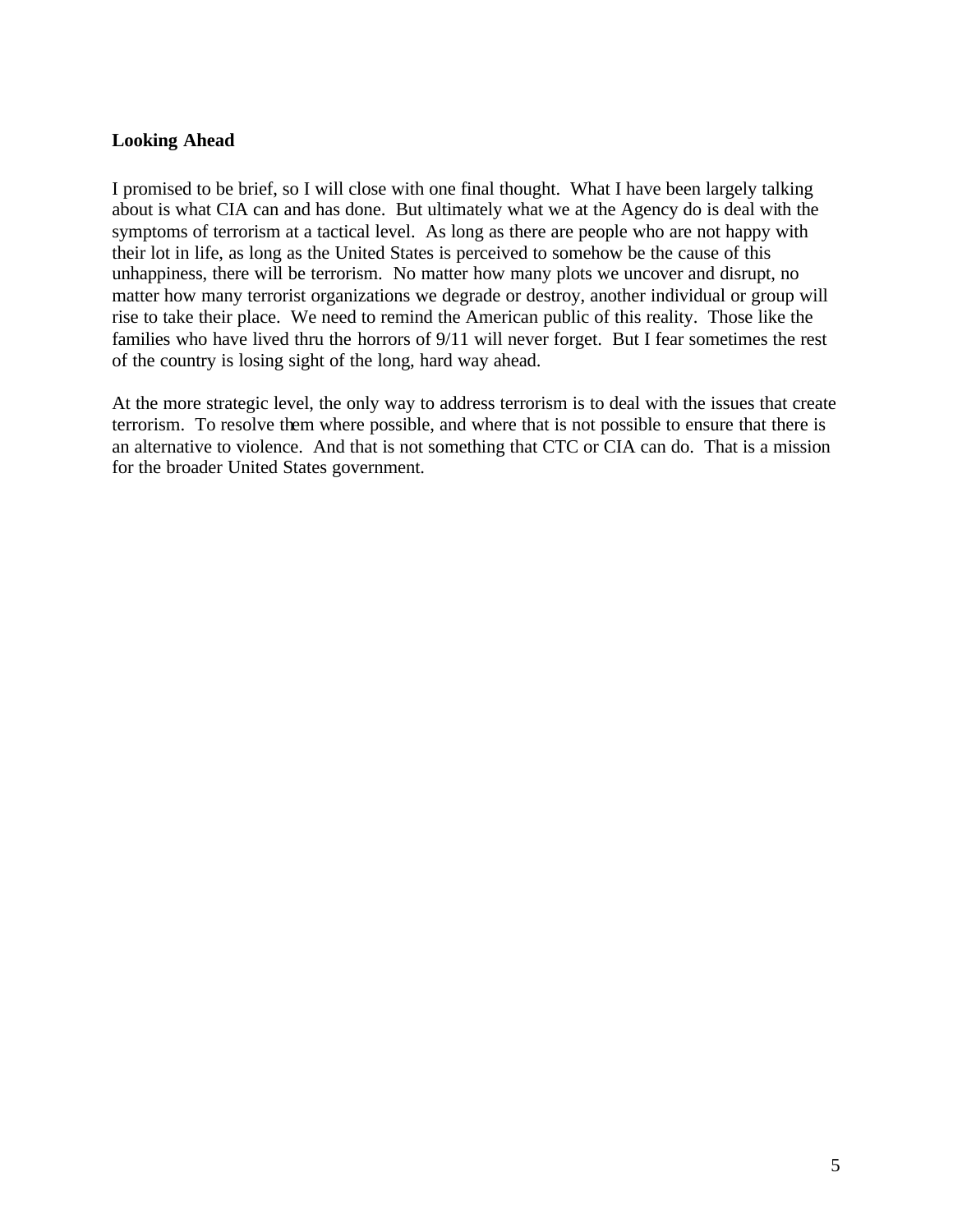**Looking Ahead**

I promised to be brief, so I will close with one final thought. What I have been largely talking about is what CIA can and has done. But ultimately what we at the Agency do is deal with the symptoms of terrorism at a tactical level. As long as there are people who are not happy with their lot in life, as long as the United States is perceived to somehow be the cause of this unhappiness, there will be terrorism. No matter how many plots we uncover and disrupt, no matter how many terrorist organizations we degrade or destroy, another individual or group will rise to take their place. We need to remind the American public of this reality. Those like the families who have lived thru the horrors of 9/11 will never forget. But I fear sometimes the rest of the country is losing sight of the long, hard way ahead.

At the more strategic level, the only way to address terrorism is to deal with the issues that create terrorism. To resolve them where possible, and where that is not possible to ensure that there is an alternative to violence. And that is not something that CTC or CIA can do. That is a mission for the broader United States government.